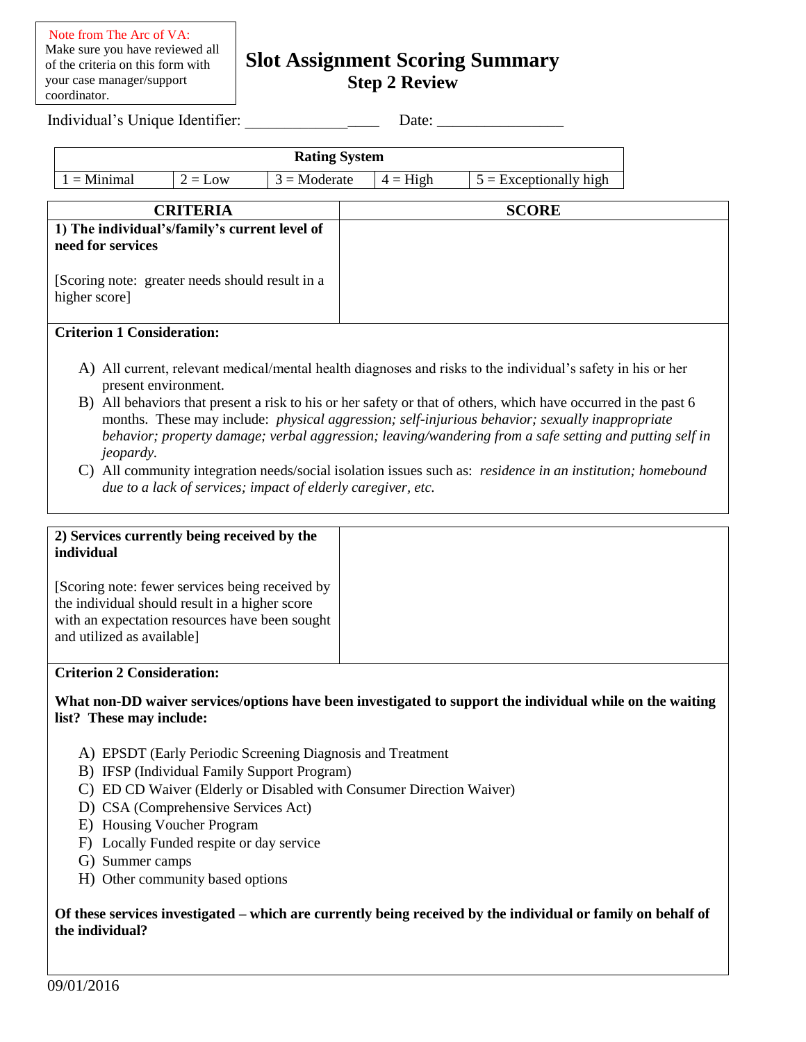Note from The Arc of VA:
Make sure you have reviewed all of the criteria on this form with your case manager/support coordinator.

# Slot Assignment Scoring Summary

## Step 2 Review

Individual's Unique Identifier: _________________ Date: ________________

| Rating System | | | | |
|---|---|---|---|---|
| 1 = Minimal | 2 = Low | 3 = Moderate | 4 = High | 5 = Exceptionally high |

| CRITERIA | SCORE |
|---|---|
| **1) The individual's/family's current level of need for services**<br><br>[Scoring note: greater needs should result in a higher score] | |

**Criterion 1 Consideration:**

A) All current, relevant medical/mental health diagnoses and risks to the individual's safety in his or her present environment.

B) All behaviors that present a risk to his or her safety or that of others, which have occurred in the past 6 months. These may include: *physical aggression; self-injurious behavior; sexually inappropriate behavior; property damage; verbal aggression; leaving/wandering from a safe setting and putting self in jeopardy.*

C) All community integration needs/social isolation issues such as: *residence in an institution; homebound due to a lack of services; impact of elderly caregiver, etc.*

| | |
|---|---|
| **2) Services currently being received by the individual**<br><br>[Scoring note: fewer services being received by the individual should result in a higher score with an expectation resources have been sought and utilized as available] | |

**Criterion 2 Consideration:**

**What non-DD waiver services/options have been investigated to support the individual while on the waiting list? These may include:**

A) EPSDT (Early Periodic Screening Diagnosis and Treatment)

B) IFSP (Individual Family Support Program)

C) ED CD Waiver (Elderly or Disabled with Consumer Direction Waiver)

D) CSA (Comprehensive Services Act)

E) Housing Voucher Program

F) Locally Funded respite or day service

G) Summer camps

H) Other community based options

**Of these services investigated – which are currently being received by the individual or family on behalf of the individual?**

09/01/2016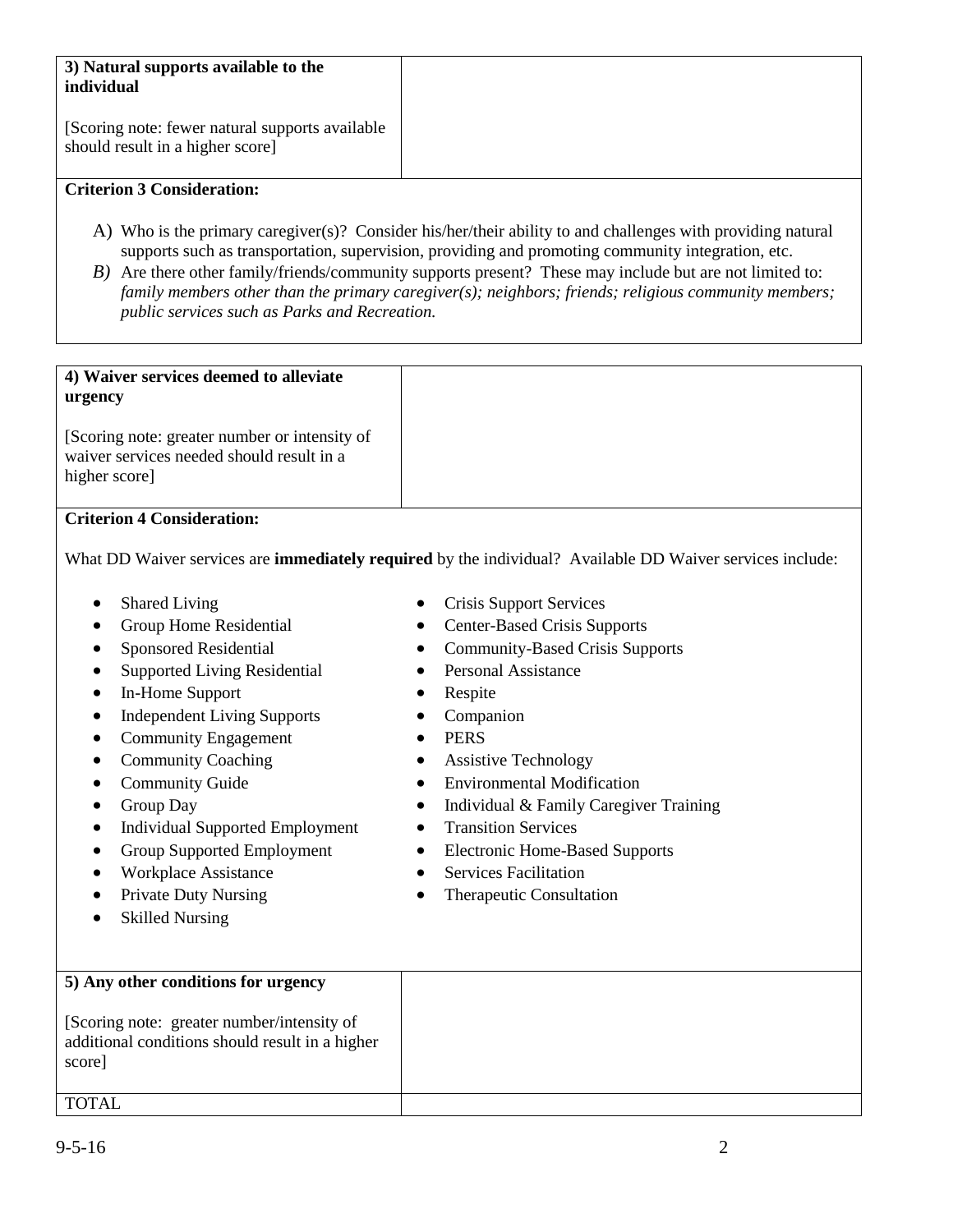| **3) Natural supports available to the individual**<br><br>[Scoring note: fewer natural supports available should result in a higher score] | |
|---|---|

**Criterion 3 Consideration:**

A) Who is the primary caregiver(s)? Consider his/her/their ability to and challenges with providing natural supports such as transportation, supervision, providing and promoting community integration, etc.

*B)* Are there other family/friends/community supports present? These may include but are not limited to: *family members other than the primary caregiver(s); neighbors; friends; religious community members; public services such as Parks and Recreation.*

| **4) Waiver services deemed to alleviate urgency**<br><br>[Scoring note: greater number or intensity of waiver services needed should result in a higher score] | |
|---|---|

**Criterion 4 Consideration:**

What DD Waiver services are **immediately required** by the individual? Available DD Waiver services include:

- Shared Living
- Group Home Residential
- Sponsored Residential
- Supported Living Residential
- In-Home Support
- Independent Living Supports
- Community Engagement
- Community Coaching
- Community Guide
- Group Day
- Individual Supported Employment
- Group Supported Employment
- Workplace Assistance
- Private Duty Nursing
- Skilled Nursing
- Crisis Support Services
- Center-Based Crisis Supports
- Community-Based Crisis Supports
- Personal Assistance
- Respite
- Companion
- PERS
- Assistive Technology
- Environmental Modification
- Individual & Family Caregiver Training
- Transition Services
- Electronic Home-Based Supports
- Services Facilitation
- Therapeutic Consultation

| **5) Any other conditions for urgency**<br><br>[Scoring note: greater number/intensity of additional conditions should result in a higher score] | |
|---|---|
| TOTAL | |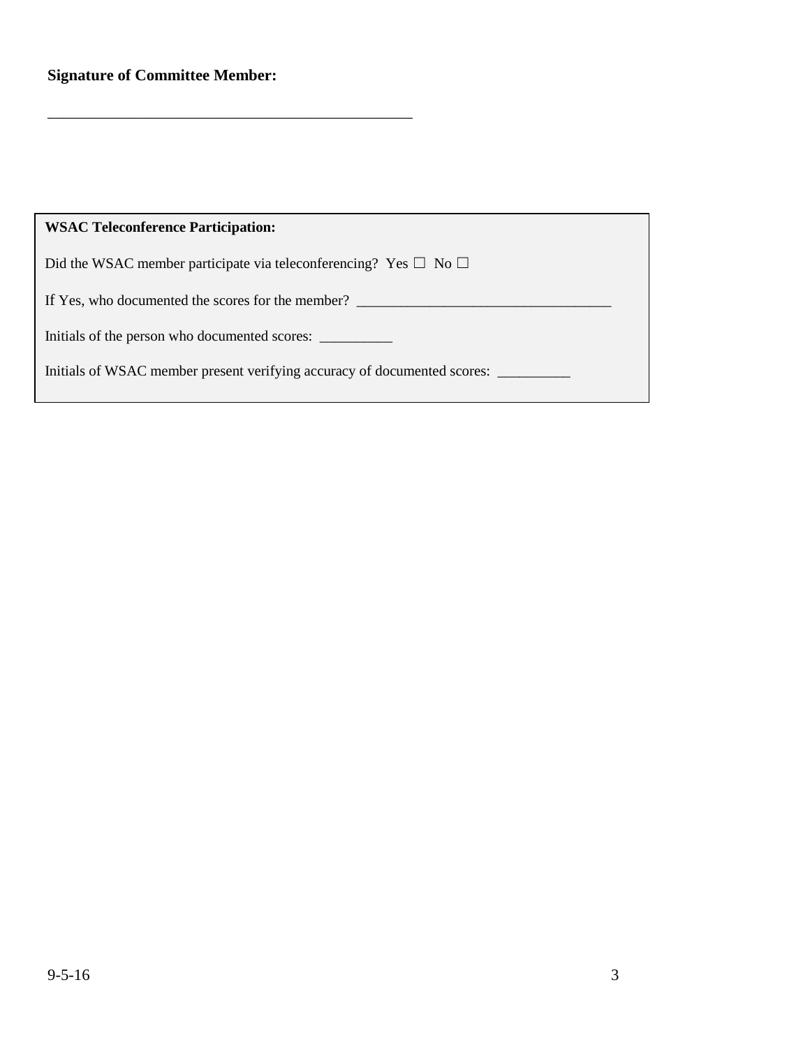**Signature of Committee Member:**

_______________________________________________

**WSAC Teleconference Participation:**

Did the WSAC member participate via teleconferencing? Yes ☐ No ☐

If Yes, who documented the scores for the member? ___________________________________

Initials of the person who documented scores: __________

Initials of WSAC member present verifying accuracy of documented scores: __________

9-5-16